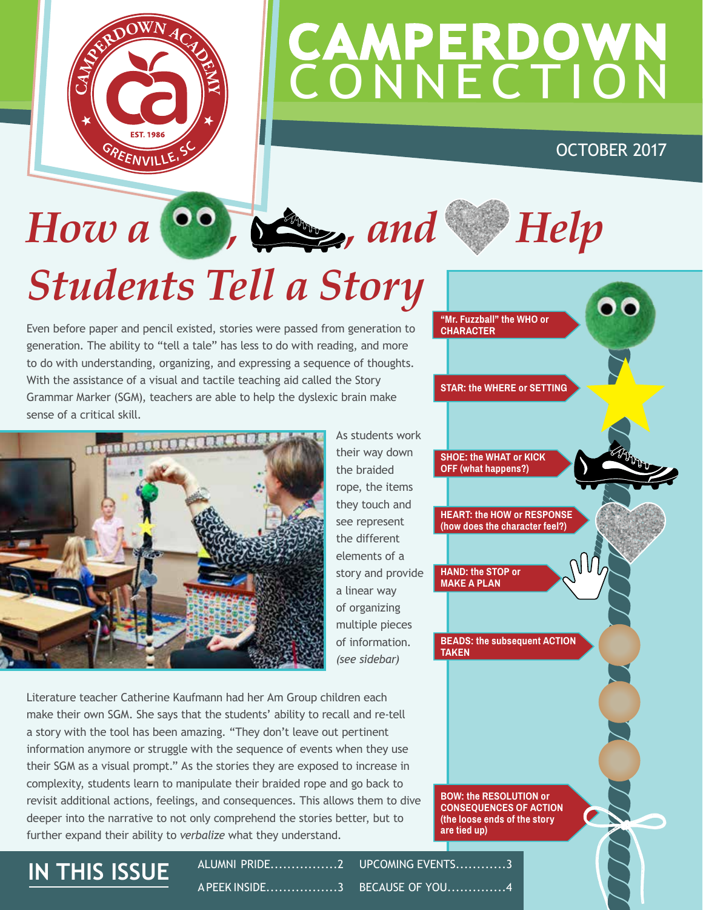# CAMPERDOWN CONNECTION

OCTOBER 2017

# *How a , , and Help Students Tell a Story*

Even before paper and pencil existed, stories were passed from generation to generation. The ability to "tell a tale" has less to do with reading, and more to do with understanding, organizing, and expressing a sequence of thoughts. With the assistance of a visual and tactile teaching aid called the Story Grammar Marker (SGM), teachers are able to help the dyslexic brain make sense of a critical skill.

As students work their way down the braided rope, the items they touch and see represent the different elements of a story and provide a linear way of organizing multiple pieces of information. *(see sidebar)*

Literature teacher Catherine Kaufmann had her Am Group children each make their own SGM. She says that the students' ability to recall and re-tell a story with the tool has been amazing. "They don't leave out pertinent information anymore or struggle with the sequence of events when they use their SGM as a visual prompt." As the stories they are exposed to increase in complexity, students learn to manipulate their braided rope and go back to revisit additional actions, feelings, and consequences. This allows them to dive deeper into the narrative to not only comprehend the stories better, but to further expand their ability to *verbalize* what they understand.

- **"Mr. Fuzzball" the WHO or CHARACTER**
- **STAR: the WHERE or SETTING**
- **SHOE: the WHAT or KICK OFF (what happens?)**
- **HEART: the HOW or RESPONSE (how does the character feel?)**
- **HAND: the STOP or MAKE A PLAN**
- **BEADS: the subsequent ACTION TAKEN**
- **BOW: the RESOLUTION or CONSEQUENCES OF ACTION (the loose ends of the story are tied up)**

## IN THIS ISSUE

- ALUMNI PRIDE................2
- A PEEK INSIDE.................3
- UPCOMING EVENTS............3
- BECAUSE OF YOU..............4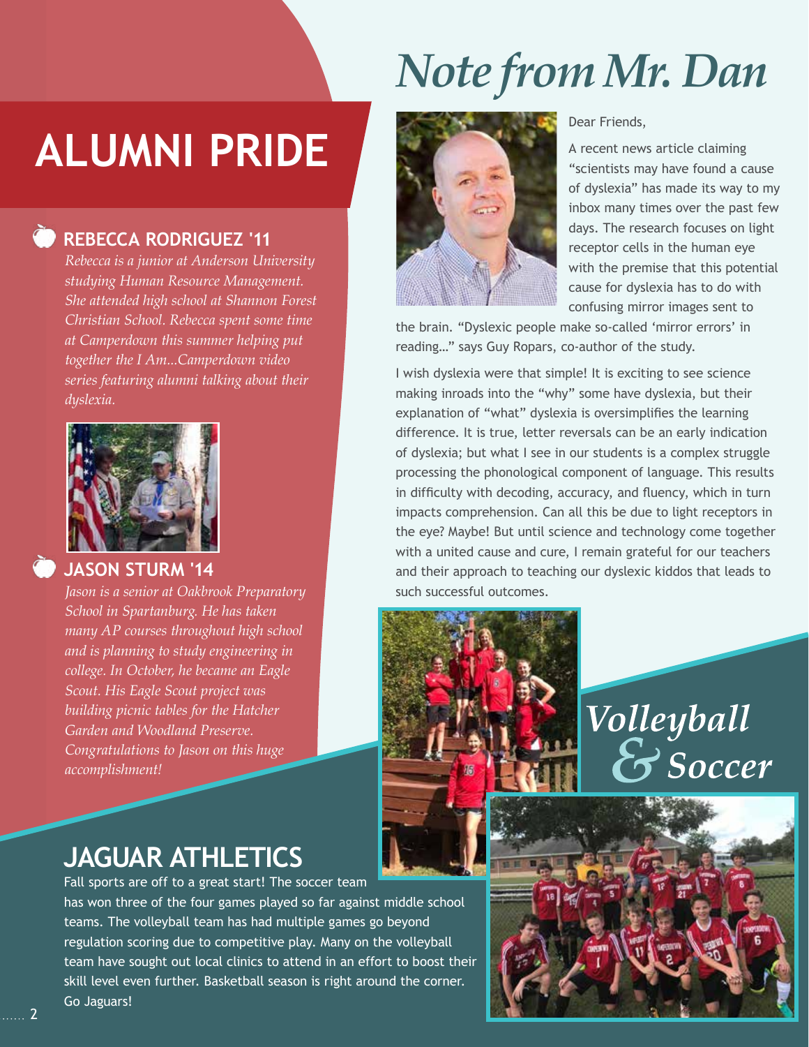# ALUMNI PRIDE

### REBECCA RODRIGUEZ '11

*Rebecca is a junior at Anderson University studying Human Resource Management. She attended high school at Shannon Forest Christian School. Rebecca spent some time at Camperdown this summer helping put together the I Am...Camperdown video series featuring alumni talking about their dyslexia.*

### JASON STURM '14

*Jason is a senior at Oakbrook Preparatory School in Spartanburg. He has taken many AP courses throughout high school and is planning to study engineering in college. In October, he became an Eagle Scout. His Eagle Scout project was building picnic tables for the Hatcher Garden and Woodland Preserve. Congratulations to Jason on this huge accomplishment!*

# *Note from Mr. Dan*

Dear Friends,

A recent news article claiming "scientists may have found a cause of dyslexia" has made its way to my inbox many times over the past few days. The research focuses on light receptor cells in the human eye with the premise that this potential cause for dyslexia has to do with confusing mirror images sent to the brain. "Dyslexic people make so-called 'mirror errors' in reading…" says Guy Ropars, co-author of the study.

I wish dyslexia were that simple! It is exciting to see science making inroads into the "why" some have dyslexia, but their explanation of "what" dyslexia is oversimplifies the learning difference. It is true, letter reversals can be an early indication of dyslexia; but what I see in our students is a complex struggle processing the phonological component of language. This results in difficulty with decoding, accuracy, and fluency, which in turn impacts comprehension. Can all this be due to light receptors in the eye? Maybe! But until science and technology come together with a united cause and cure, I remain grateful for our teachers and their approach to teaching our dyslexic kiddos that leads to such successful outcomes.

## *Volleyball & Soccer*

## JAGUAR ATHLETICS

Fall sports are off to a great start! The soccer team has won three of the four games played so far against middle school teams. The volleyball team has had multiple games go beyond regulation scoring due to competitive play. Many on the volleyball team have sought out local clinics to attend in an effort to boost their skill level even further. Basketball season is right around the corner. Go Jaguars!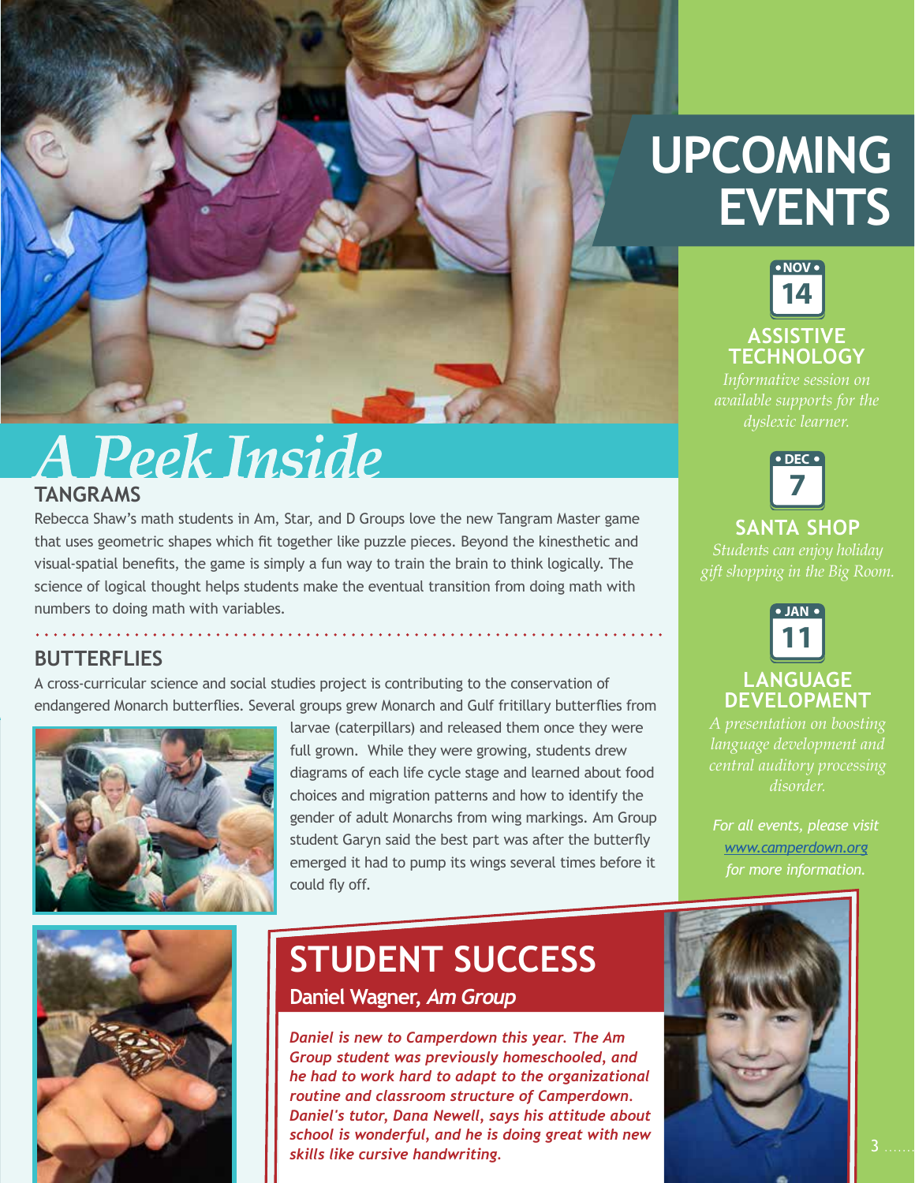# A Peek Inside

## TANGRAMS

Rebecca Shaw's math students in Am, Star, and D Groups love the new Tangram Master game that uses geometric shapes which fit together like puzzle pieces. Beyond the kinesthetic and visual-spatial benefits, the game is simply a fun way to train the brain to think logically. The science of logical thought helps students make the eventual transition from doing math with numbers to doing math with variables.

## BUTTERFLIES

A cross-curricular science and social studies project is contributing to the conservation of endangered Monarch butterflies. Several groups grew Monarch and Gulf fritillary butterflies from larvae (caterpillars) and released them once they were full grown. While they were growing, students drew diagrams of each life cycle stage and learned about food choices and migration patterns and how to identify the gender of adult Monarchs from wing markings. Am Group student Garyn said the best part was after the butterfly emerged it had to pump its wings several times before it could fly off.

## STUDENT SUCCESS

### Daniel Wagner, *Am Group*

***Daniel is new to Camperdown this year. The Am Group student was previously homeschooled, and he had to work hard to adapt to the organizational routine and classroom structure of Camperdown. Daniel's tutor, Dana Newell, says his attitude about school is wonderful, and he is doing great with new skills like cursive handwriting.***

# UPCOMING EVENTS

**NOV 14**

### ASSISTIVE TECHNOLOGY

*Informative session on available supports for the dyslexic learner.*

**DEC 7**

### SANTA SHOP

*Students can enjoy holiday gift shopping in the Big Room.*

**JAN 11**

### LANGUAGE DEVELOPMENT

*A presentation on boosting language development and central auditory processing disorder.*

*For all events, please visit www.camperdown.org for more information.*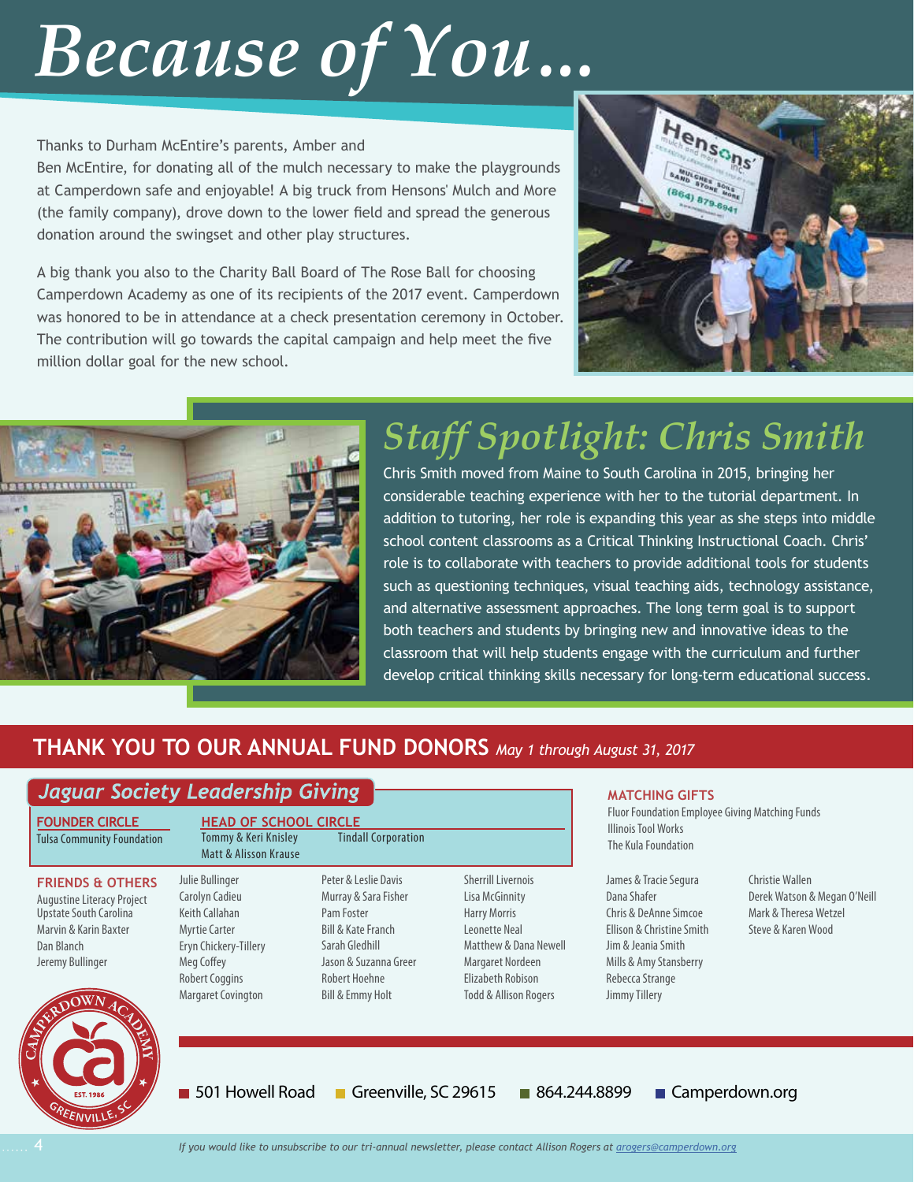# Because of You...

Thanks to Durham McEntire's parents, Amber and Ben McEntire, for donating all of the mulch necessary to make the playgrounds at Camperdown safe and enjoyable! A big truck from Hensons' Mulch and More (the family company), drove down to the lower field and spread the generous donation around the swingset and other play structures.

A big thank you also to the Charity Ball Board of The Rose Ball for choosing Camperdown Academy as one of its recipients of the 2017 event. Camperdown was honored to be in attendance at a check presentation ceremony in October. The contribution will go towards the capital campaign and help meet the five million dollar goal for the new school.

## *Staff Spotlight: Chris Smith*

Chris Smith moved from Maine to South Carolina in 2015, bringing her considerable teaching experience with her to the tutorial department. In addition to tutoring, her role is expanding this year as she steps into middle school content classrooms as a Critical Thinking Instructional Coach. Chris' role is to collaborate with teachers to provide additional tools for students such as questioning techniques, visual teaching aids, technology assistance, and alternative assessment approaches. The long term goal is to support both teachers and students by bringing new and innovative ideas to the classroom that will help students engage with the curriculum and further develop critical thinking skills necessary for long-term educational success.

## THANK YOU TO OUR ANNUAL FUND DONORS *May 1 through August 31, 2017*

### *Jaguar Society Leadership Giving*

**FOUNDER CIRCLE**
Tulsa Community Foundation

**HEAD OF SCHOOL CIRCLE**
Tommy & Keri Knisley
Matt & Alisson Krause
Tindall Corporation

**MATCHING GIFTS**
Fluor Foundation Employee Giving Matching Funds
Illinois Tool Works
The Kula Foundation

**FRIENDS & OTHERS**
Augustine Literacy Project Upstate South Carolina
Marvin & Karin Baxter
Dan Blanch
Jeremy Bullinger
Julie Bullinger
Carolyn Cadieu
Keith Callahan
Myrtie Carter
Eryn Chickery-Tillery
Meg Coffey
Robert Coggins
Margaret Covington
Peter & Leslie Davis
Murray & Sara Fisher
Pam Foster
Bill & Kate Franch
Sarah Gledhill
Jason & Suzanna Greer
Robert Hoehne
Bill & Emmy Holt
Sherrill Livernois
Lisa McGinnity
Harry Morris
Leonette Neal
Matthew & Dana Newell
Margaret Nordeen
Elizabeth Robison
Todd & Allison Rogers
James & Tracie Segura
Dana Shafer
Chris & DeAnne Simcoe
Ellison & Christine Smith
Jim & Jeania Smith
Mills & Amy Stansberry
Rebecca Strange
Jimmy Tillery
Christie Wallen
Derek Watson & Megan O'Neill
Mark & Theresa Wetzel
Steve & Karen Wood

501 Howell Road ■ Greenville, SC 29615 ■ 864.244.8899 ■ Camperdown.org

*If you would like to unsubscribe to our tri-annual newsletter, please contact Allison Rogers at arogers@camperdown.org*